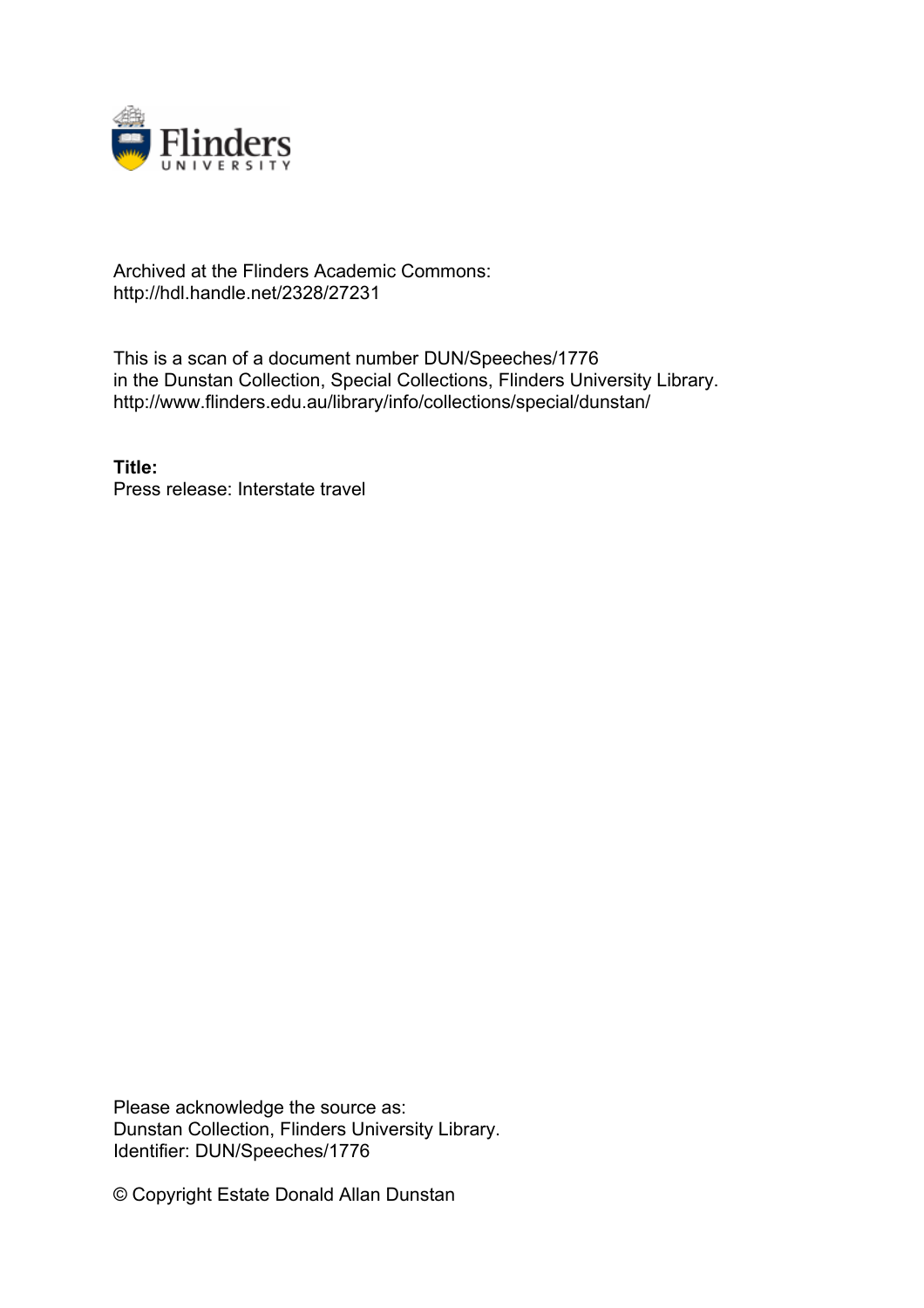Archived at the Flinders Academic Commons:
http://hdl.handle.net/2328/27231

This is a scan of a document number DUN/Speeches/1776
in the Dunstan Collection, Special Collections, Flinders University Library.
http://www.flinders.edu.au/library/info/collections/special/dunstan/

**Title:**
Press release: Interstate travel

Please acknowledge the source as:
Dunstan Collection, Flinders University Library.
Identifier: DUN/Speeches/1776

© Copyright Estate Donald Allan Dunstan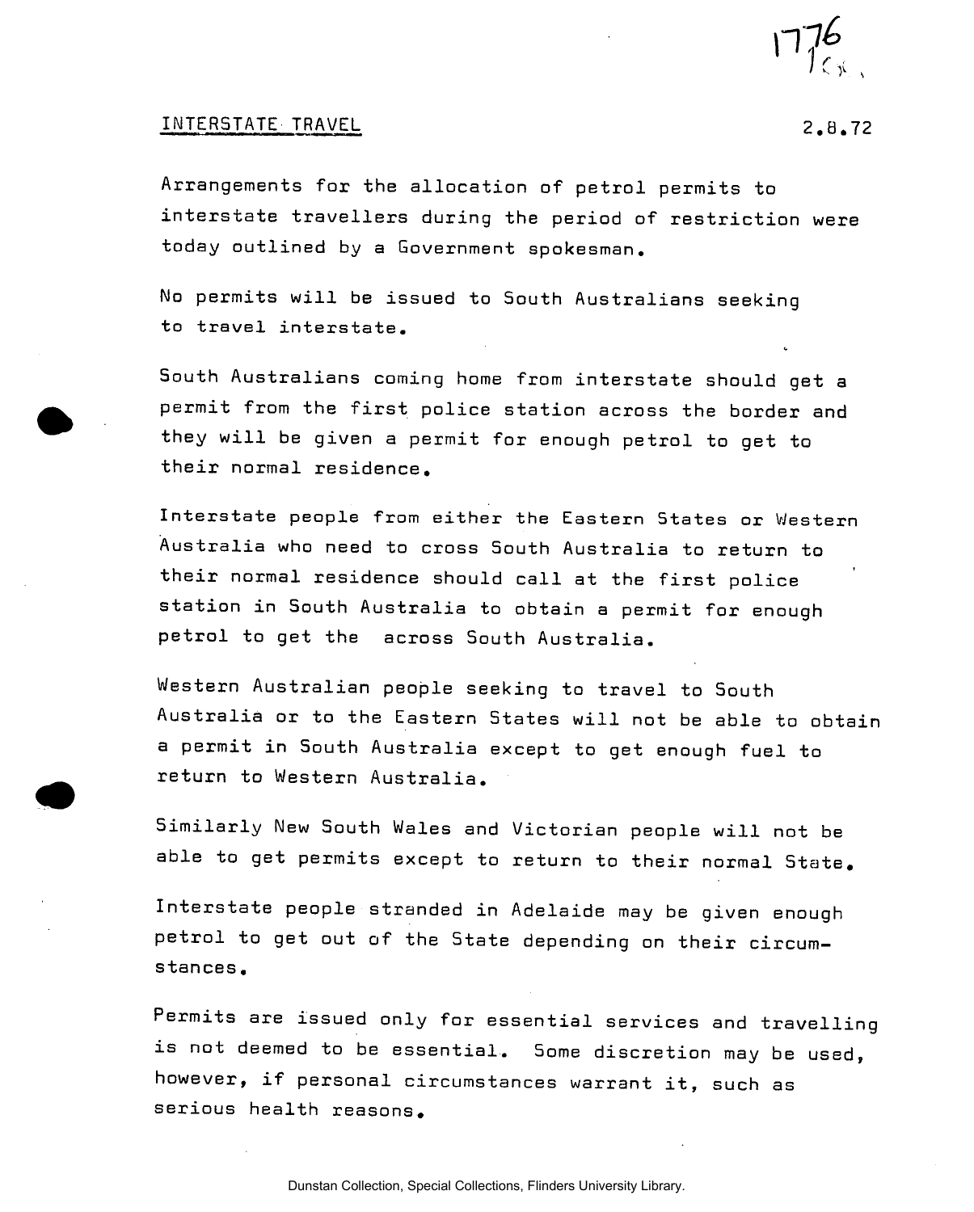INTERSTATE TRAVEL

2.8.72

Arrangements for the allocation of petrol permits to interstate travellers during the period of restriction were today outlined by a Government spokesman.

No permits will be issued to South Australians seeking to travel interstate.

South Australians coming home from interstate should get a permit from the first police station across the border and they will be given a permit for enough petrol to get to their normal residence.

Interstate people from either the Eastern States or Western Australia who need to cross South Australia to return to their normal residence should call at the first police station in South Australia to obtain a permit for enough petrol to get the  across South Australia.

Western Australian people seeking to travel to South Australia or to the Eastern States will not be able to obtain a permit in South Australia except to get enough fuel to return to Western Australia.

Similarly New South Wales and Victorian people will not be able to get permits except to return to their normal State.

Interstate people stranded in Adelaide may be given enough petrol to get out of the State depending on their circumstances.

Permits are issued only for essential services and travelling is not deemed to be essential. Some discretion may be used, however, if personal circumstances warrant it, such as serious health reasons.